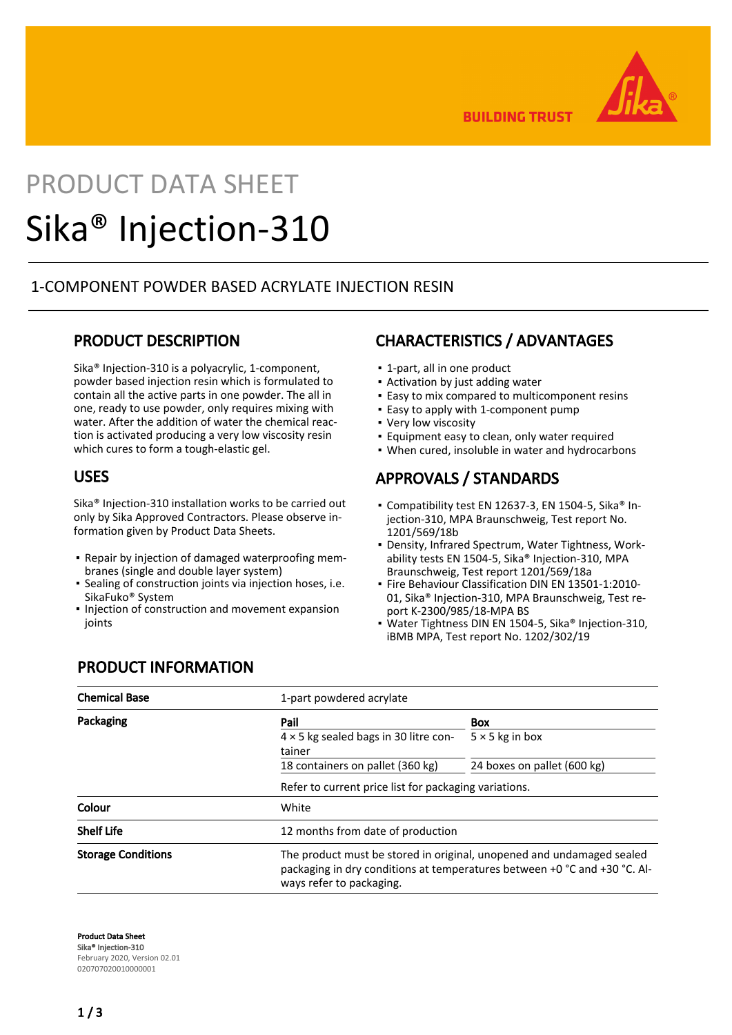BUILDING TRUST

# PRODUCT DATA SHEET

# Sika® Injection-310

## 1-COMPONENT POWDER BASED ACRYLATE INJECTION RESIN

## PRODUCT DESCRIPTION

Sika® Injection-310 is a polyacrylic, 1-component, powder based injection resin which is formulated to contain all the active parts in one powder. The all in one, ready to use powder, only requires mixing with water. After the addition of water the chemical reaction is activated producing a very low viscosity resin which cures to form a tough-elastic gel.

## USES

Sika® Injection-310 installation works to be carried out only by Sika Approved Contractors. Please observe information given by Product Data Sheets.

- Repair by injection of damaged waterproofing membranes (single and double layer system)
- Sealing of construction joints via injection hoses, i.e. SikaFuko® System
- Injection of construction and movement expansion joints

## CHARACTERISTICS / ADVANTAGES

- 1-part, all in one product
- Activation by just adding water
- Easy to mix compared to multicomponent resins
- Easy to apply with 1-component pump
- Very low viscosity
- Equipment easy to clean, only water required
- When cured, insoluble in water and hydrocarbons

## APPROVALS / STANDARDS

- Compatibility test EN 12637-3, EN 1504-5, Sika® Injection-310, MPA Braunschweig, Test report No. 1201/569/18b
- Density, Infrared Spectrum, Water Tightness, Workability tests EN 1504-5, Sika® Injection-310, MPA Braunschweig, Test report 1201/569/18a
- Fire Behaviour Classification DIN EN 13501-1:2010-01, Sika® Injection-310, MPA Braunschweig, Test report K-2300/985/18-MPA BS
- Water Tightness DIN EN 1504-5, Sika® Injection-310, iBMB MPA, Test report No. 1202/302/19

## PRODUCT INFORMATION

| | | |
|---|---|---|
| **Chemical Base** | 1-part powdered acrylate | |
| **Packaging** | **Pail** | **Box** |
| | 4 × 5 kg sealed bags in 30 litre container | 5 × 5 kg in box |
| | 18 containers on pallet (360 kg) | 24 boxes on pallet (600 kg) |
| | Refer to current price list for packaging variations. | |
| **Colour** | White | |
| **Shelf Life** | 12 months from date of production | |
| **Storage Conditions** | The product must be stored in original, unopened and undamaged sealed packaging in dry conditions at temperatures between +0 °C and +30 °C. Always refer to packaging. | |

**Product Data Sheet**
**Sika® Injection-310**
February 2020, Version 02.01
020707020010000001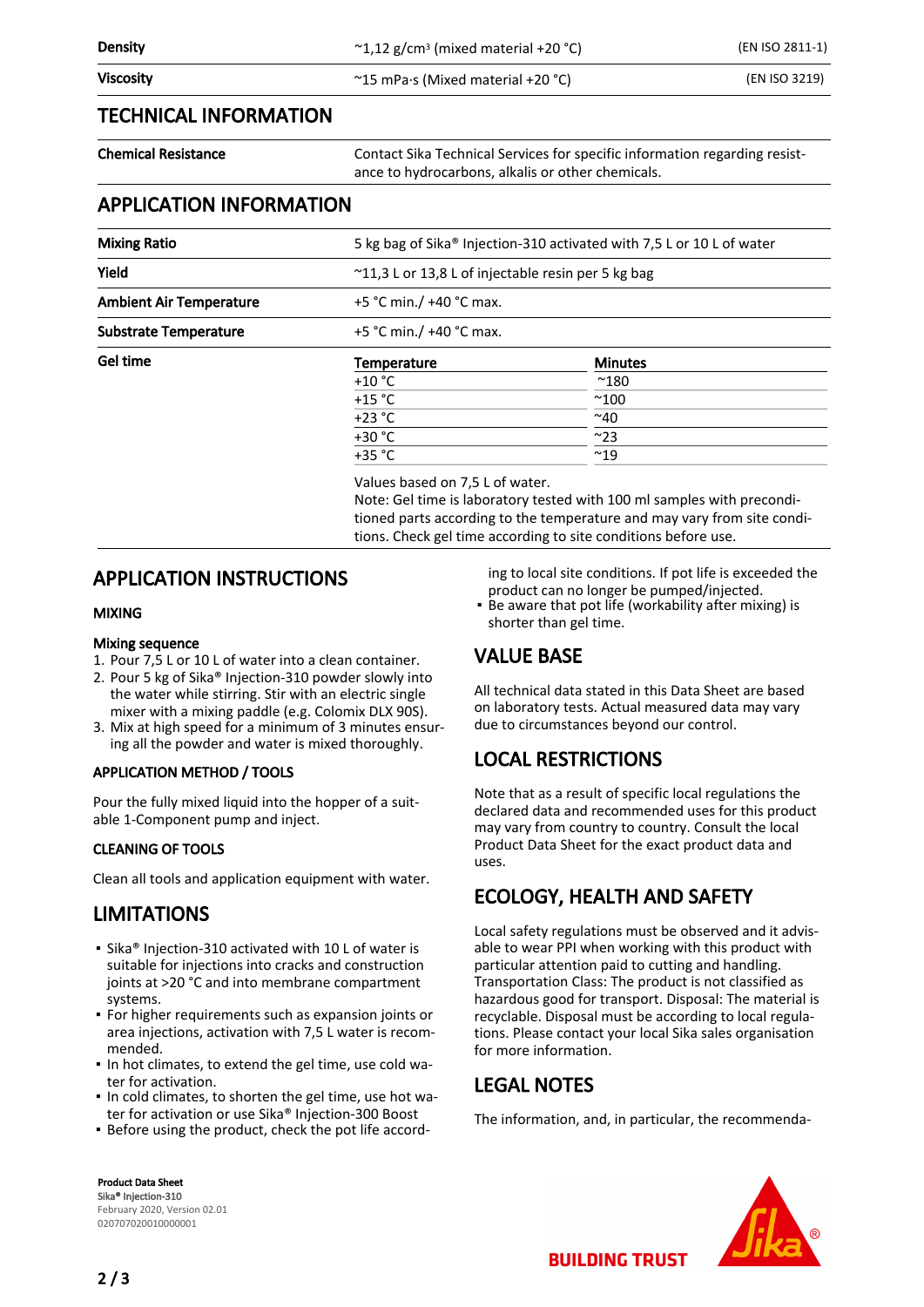| | | |
|---|---|---|
| **Density** | ~1,12 g/cm³ (mixed material +20 °C) | (EN ISO 2811-1) |
| **Viscosity** | ~15 mPa·s (Mixed material +20 °C) | (EN ISO 3219) |

## TECHNICAL INFORMATION

| | |
|---|---|
| **Chemical Resistance** | Contact Sika Technical Services for specific information regarding resistance to hydrocarbons, alkalis or other chemicals. |

## APPLICATION INFORMATION

| | |
|---|---|
| **Mixing Ratio** | 5 kg bag of Sika® Injection-310 activated with 7,5 L or 10 L of water |
| **Yield** | ~11,3 L or 13,8 L of injectable resin per 5 kg bag |
| **Ambient Air Temperature** | +5 °C min./ +40 °C max. |
| **Substrate Temperature** | +5 °C min./ +40 °C max. |

**Gel time**

| Temperature | Minutes |
|---|---|
| +10 °C | ~180 |
| +15 °C | ~100 |
| +23 °C | ~40 |
| +30 °C | ~23 |
| +35 °C | ~19 |

Values based on 7,5 L of water.
Note: Gel time is laboratory tested with 100 ml samples with preconditioned parts according to the temperature and may vary from site conditions. Check gel time according to site conditions before use.

## APPLICATION INSTRUCTIONS

### MIXING

**Mixing sequence**

1. Pour 7,5 L or 10 L of water into a clean container.
2. Pour 5 kg of Sika® Injection-310 powder slowly into the water while stirring. Stir with an electric single mixer with a mixing paddle (e.g. Colomix DLX 90S).
3. Mix at high speed for a minimum of 3 minutes ensuring all the powder and water is mixed thoroughly.

### APPLICATION METHOD / TOOLS

Pour the fully mixed liquid into the hopper of a suitable 1-Component pump and inject.

### CLEANING OF TOOLS

Clean all tools and application equipment with water.

## LIMITATIONS

- Sika® Injection-310 activated with 10 L of water is suitable for injections into cracks and construction joints at >20 °C and into membrane compartment systems.
- For higher requirements such as expansion joints or area injections, activation with 7,5 L water is recommended.
- In hot climates, to extend the gel time, use cold water for activation.
- In cold climates, to shorten the gel time, use hot water for activation or use Sika® Injection-300 Boost
- Before using the product, check the pot life according to local site conditions. If pot life is exceeded the product can no longer be pumped/injected.
- Be aware that pot life (workability after mixing) is shorter than gel time.

## VALUE BASE

All technical data stated in this Data Sheet are based on laboratory tests. Actual measured data may vary due to circumstances beyond our control.

## LOCAL RESTRICTIONS

Note that as a result of specific local regulations the declared data and recommended uses for this product may vary from country to country. Consult the local Product Data Sheet for the exact product data and uses.

## ECOLOGY, HEALTH AND SAFETY

Local safety regulations must be observed and it advisable to wear PPI when working with this product with particular attention paid to cutting and handling. Transportation Class: The product is not classified as hazardous good for transport. Disposal: The material is recyclable. Disposal must be according to local regulations. Please contact your local Sika sales organisation for more information.

## LEGAL NOTES

The information, and, in particular, the recommenda-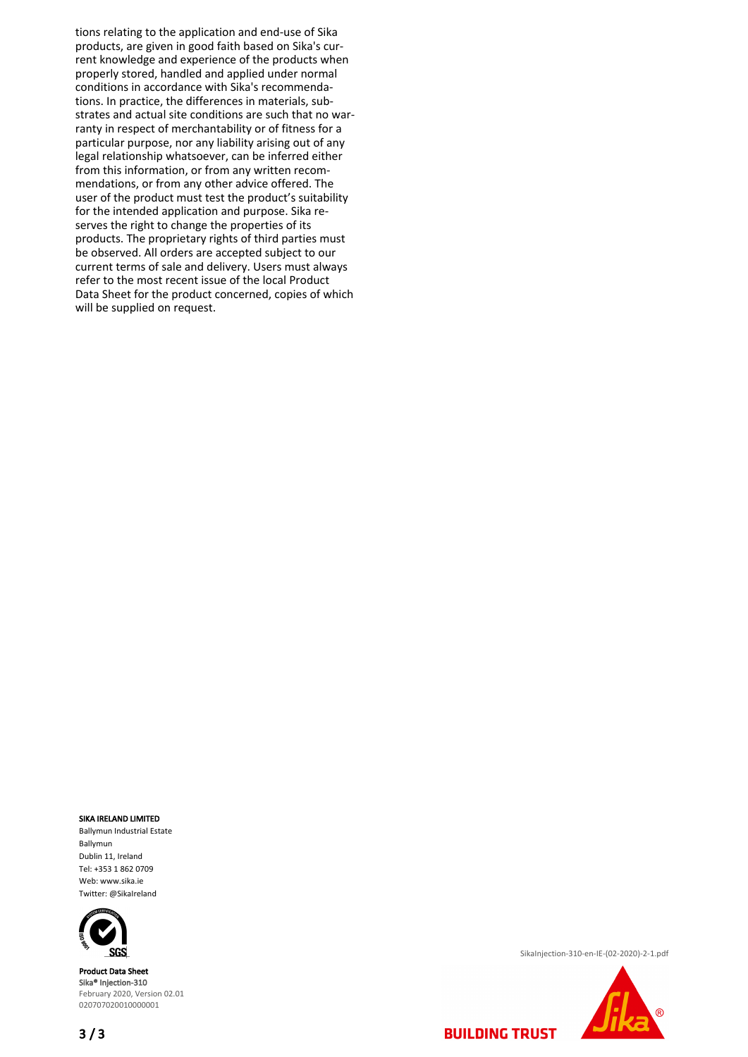tions relating to the application and end-use of Sika products, are given in good faith based on Sika's current knowledge and experience of the products when properly stored, handled and applied under normal conditions in accordance with Sika's recommendations. In practice, the differences in materials, substrates and actual site conditions are such that no warranty in respect of merchantability or of fitness for a particular purpose, nor any liability arising out of any legal relationship whatsoever, can be inferred either from this information, or from any written recommendations, or from any other advice offered. The user of the product must test the product's suitability for the intended application and purpose. Sika reserves the right to change the properties of its products. The proprietary rights of third parties must be observed. All orders are accepted subject to our current terms of sale and delivery. Users must always refer to the most recent issue of the local Product Data Sheet for the product concerned, copies of which will be supplied on request.

**SIKA IRELAND LIMITED**
Ballymun Industrial Estate
Ballymun
Dublin 11, Ireland
Tel: +353 1 862 0709
Web: www.sika.ie
Twitter: @SikaIreland

**Product Data Sheet**
Sika® Injection-310
February 2020, Version 02.01
020707020010000001

SikaInjection-310-en-IE-(02-2020)-2-1.pdf

BUILDING TRUST